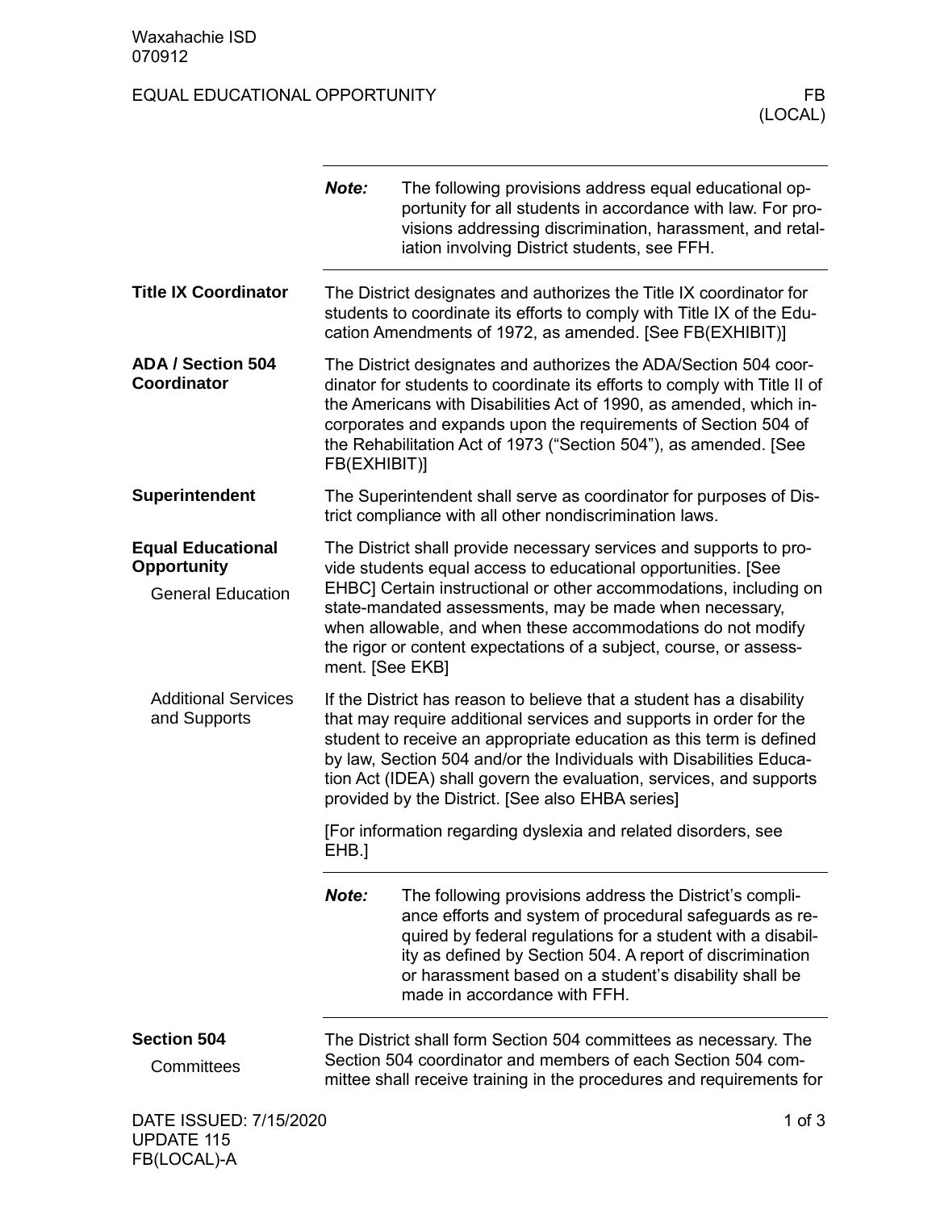Waxahachie ISD
070912

# EQUAL EDUCATIONAL OPPORTUNITY — FB (LOCAL)

**Note:** The following provisions address equal educational opportunity for all students in accordance with law. For provisions addressing discrimination, harassment, and retaliation involving District students, see FFH.

## Title IX Coordinator

The District designates and authorizes the Title IX coordinator for students to coordinate its efforts to comply with Title IX of the Education Amendments of 1972, as amended. [See FB(EXHIBIT)]

## ADA / Section 504 Coordinator

The District designates and authorizes the ADA/Section 504 coordinator for students to coordinate its efforts to comply with Title II of the Americans with Disabilities Act of 1990, as amended, which incorporates and expands upon the requirements of Section 504 of the Rehabilitation Act of 1973 ("Section 504"), as amended. [See FB(EXHIBIT)]

## Superintendent

The Superintendent shall serve as coordinator for purposes of District compliance with all other nondiscrimination laws.

## Equal Educational Opportunity

### General Education

The District shall provide necessary services and supports to provide students equal access to educational opportunities. [See EHBC] Certain instructional or other accommodations, including on state-mandated assessments, may be made when necessary, when allowable, and when these accommodations do not modify the rigor or content expectations of a subject, course, or assessment. [See EKB]

### Additional Services and Supports

If the District has reason to believe that a student has a disability that may require additional services and supports in order for the student to receive an appropriate education as this term is defined by law, Section 504 and/or the Individuals with Disabilities Education Act (IDEA) shall govern the evaluation, services, and supports provided by the District. [See also EHBA series]

[For information regarding dyslexia and related disorders, see EHB.]

**Note:** The following provisions address the District's compliance efforts and system of procedural safeguards as required by federal regulations for a student with a disability as defined by Section 504. A report of discrimination or harassment based on a student's disability shall be made in accordance with FFH.

## Section 504

### Committees

The District shall form Section 504 committees as necessary. The Section 504 coordinator and members of each Section 504 committee shall receive training in the procedures and requirements for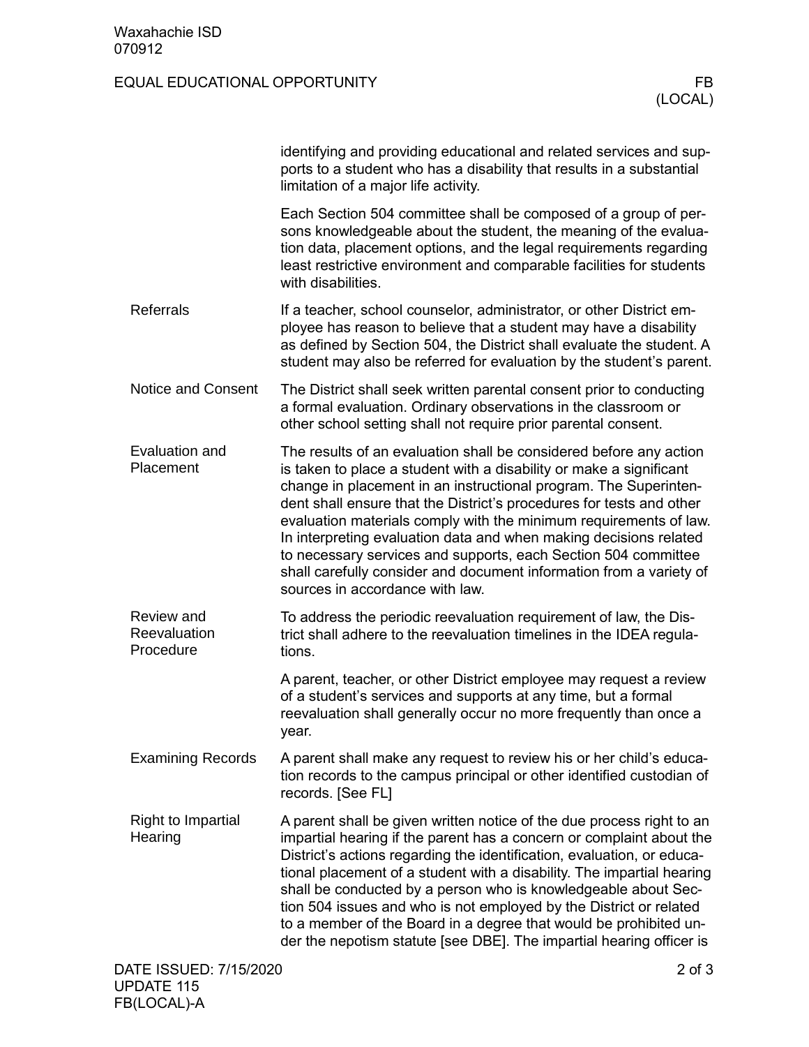identifying and providing educational and related services and supports to a student who has a disability that results in a substantial limitation of a major life activity.

Each Section 504 committee shall be composed of a group of persons knowledgeable about the student, the meaning of the evaluation data, placement options, and the legal requirements regarding least restrictive environment and comparable facilities for students with disabilities.

## Referrals

If a teacher, school counselor, administrator, or other District employee has reason to believe that a student may have a disability as defined by Section 504, the District shall evaluate the student. A student may also be referred for evaluation by the student's parent.

## Notice and Consent

The District shall seek written parental consent prior to conducting a formal evaluation. Ordinary observations in the classroom or other school setting shall not require prior parental consent.

## Evaluation and Placement

The results of an evaluation shall be considered before any action is taken to place a student with a disability or make a significant change in placement in an instructional program. The Superintendent shall ensure that the District's procedures for tests and other evaluation materials comply with the minimum requirements of law. In interpreting evaluation data and when making decisions related to necessary services and supports, each Section 504 committee shall carefully consider and document information from a variety of sources in accordance with law.

## Review and Reevaluation Procedure

To address the periodic reevaluation requirement of law, the District shall adhere to the reevaluation timelines in the IDEA regulations.

A parent, teacher, or other District employee may request a review of a student's services and supports at any time, but a formal reevaluation shall generally occur no more frequently than once a year.

## Examining Records

A parent shall make any request to review his or her child's education records to the campus principal or other identified custodian of records. [See FL]

## Right to Impartial Hearing

A parent shall be given written notice of the due process right to an impartial hearing if the parent has a concern or complaint about the District's actions regarding the identification, evaluation, or educational placement of a student with a disability. The impartial hearing shall be conducted by a person who is knowledgeable about Section 504 issues and who is not employed by the District or related to a member of the Board in a degree that would be prohibited under the nepotism statute [see DBE]. The impartial hearing officer is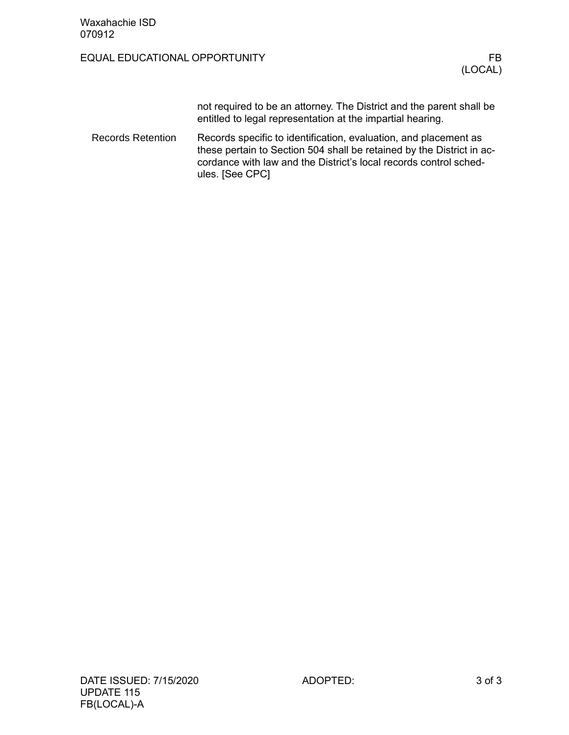not required to be an attorney. The District and the parent shall be entitled to legal representation at the impartial hearing.

## Records Retention

Records specific to identification, evaluation, and placement as these pertain to Section 504 shall be retained by the District in accordance with law and the District's local records control schedules. [See CPC]